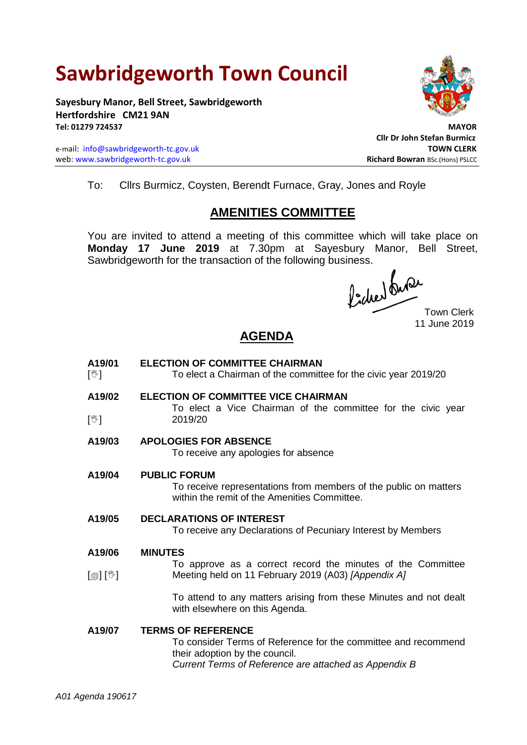# Sawbridgeworth Town Council

**Sayesbury Manor, Bell Street, Sawbridgeworth**
**Hertfordshire CM21 9AN**
**Tel: 01279 724537**

e-mail: info@sawbridgeworth-tc.gov.uk
web: www.sawbridgeworth-tc.gov.uk

**MAYOR**
**Cllr Dr John Stefan Burmicz**
**TOWN CLERK**
**Richard Bowran** BSc.(Hons) PSLCC

To: Cllrs Burmicz, Coysten, Berendt Furnace, Gray, Jones and Royle

## AMENITIES COMMITTEE

You are invited to attend a meeting of this committee which will take place on **Monday 17 June 2019** at 7.30pm at Sayesbury Manor, Bell Street, Sawbridgeworth for the transaction of the following business.

Town Clerk
11 June 2019

## AGENDA

**A19/01 ELECTION OF COMMITTEE CHAIRMAN**
[✋] To elect a Chairman of the committee for the civic year 2019/20

**A19/02 ELECTION OF COMMITTEE VICE CHAIRMAN**
[✋] To elect a Vice Chairman of the committee for the civic year 2019/20

**A19/03 APOLOGIES FOR ABSENCE**
To receive any apologies for absence

**A19/04 PUBLIC FORUM**
To receive representations from members of the public on matters within the remit of the Amenities Committee.

**A19/05 DECLARATIONS OF INTEREST**
To receive any Declarations of Pecuniary Interest by Members

**A19/06 MINUTES**
[📄] [✋] To approve as a correct record the minutes of the Committee Meeting held on 11 February 2019 (A03) *[Appendix A]*

To attend to any matters arising from these Minutes and not dealt with elsewhere on this Agenda.

**A19/07 TERMS OF REFERENCE**
To consider Terms of Reference for the committee and recommend their adoption by the council.
*Current Terms of Reference are attached as Appendix B*

*A01 Agenda 190617*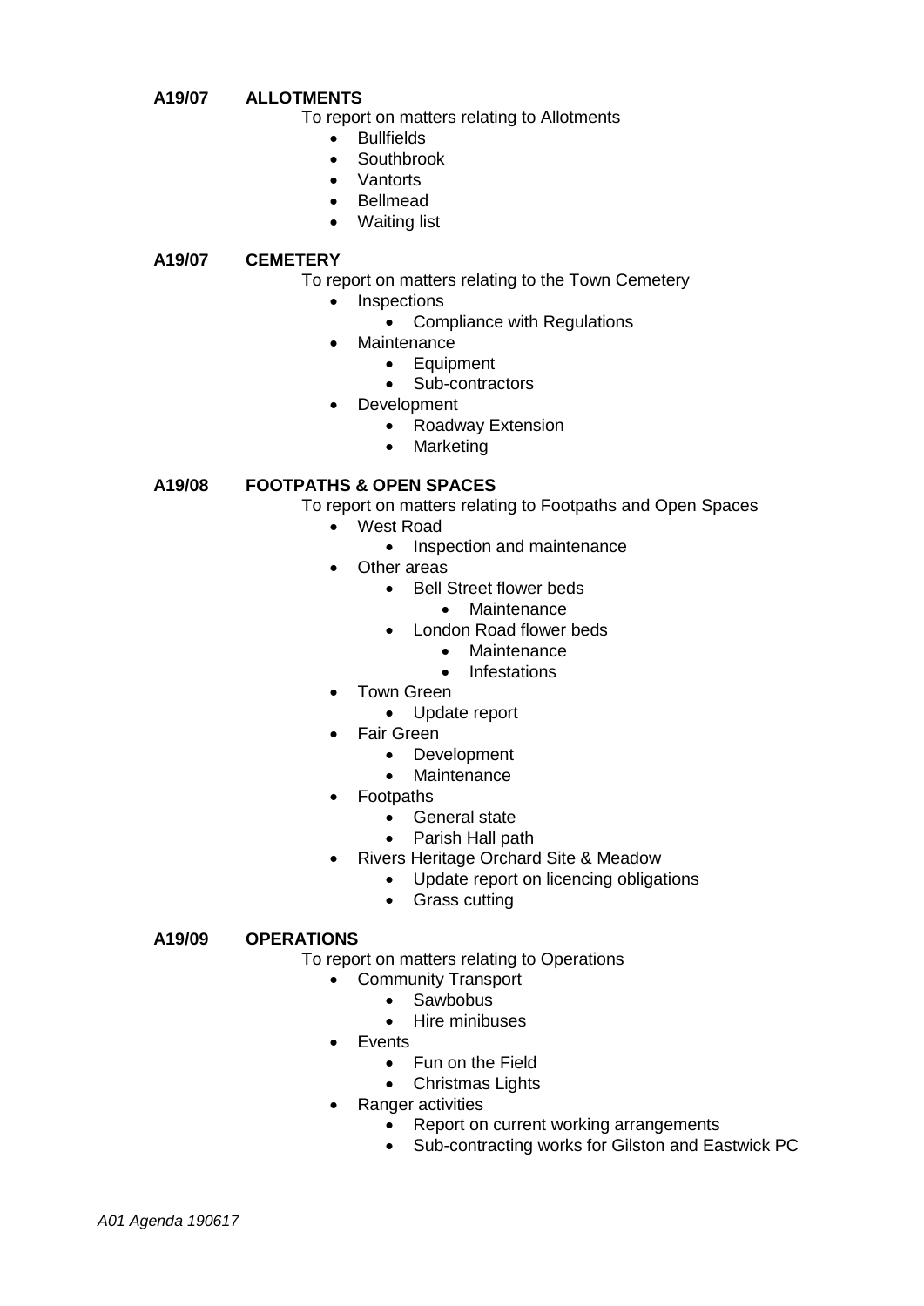**A19/07 ALLOTMENTS**

To report on matters relating to Allotments

- Bullfields
- Southbrook
- Vantorts
- Bellmead
- Waiting list

**A19/07 CEMETERY**

To report on matters relating to the Town Cemetery

- Inspections
  - Compliance with Regulations
- Maintenance
  - Equipment
  - Sub-contractors
- Development
  - Roadway Extension
  - Marketing

**A19/08 FOOTPATHS & OPEN SPACES**

To report on matters relating to Footpaths and Open Spaces

- West Road
  - Inspection and maintenance
- Other areas
  - Bell Street flower beds
    - Maintenance
  - London Road flower beds
    - Maintenance
    - Infestations
- Town Green
  - Update report
- Fair Green
  - Development
  - Maintenance
- Footpaths
  - General state
  - Parish Hall path
- Rivers Heritage Orchard Site & Meadow
  - Update report on licencing obligations
  - Grass cutting

**A19/09 OPERATIONS**

To report on matters relating to Operations

- Community Transport
  - Sawbobus
  - Hire minibuses
- Events
  - Fun on the Field
  - Christmas Lights
- Ranger activities
  - Report on current working arrangements
  - Sub-contracting works for Gilston and Eastwick PC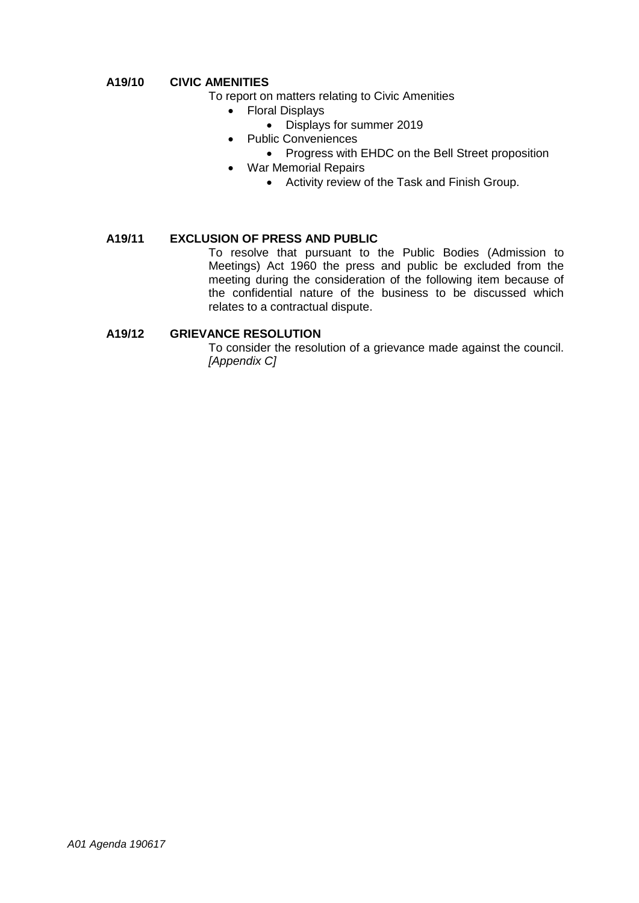**A19/10 CIVIC AMENITIES**

To report on matters relating to Civic Amenities

- Floral Displays
  - Displays for summer 2019
- Public Conveniences
  - Progress with EHDC on the Bell Street proposition
- War Memorial Repairs
  - Activity review of the Task and Finish Group.

**A19/11 EXCLUSION OF PRESS AND PUBLIC**

To resolve that pursuant to the Public Bodies (Admission to Meetings) Act 1960 the press and public be excluded from the meeting during the consideration of the following item because of the confidential nature of the business to be discussed which relates to a contractual dispute.

**A19/12 GRIEVANCE RESOLUTION**

To consider the resolution of a grievance made against the council. *[Appendix C]*